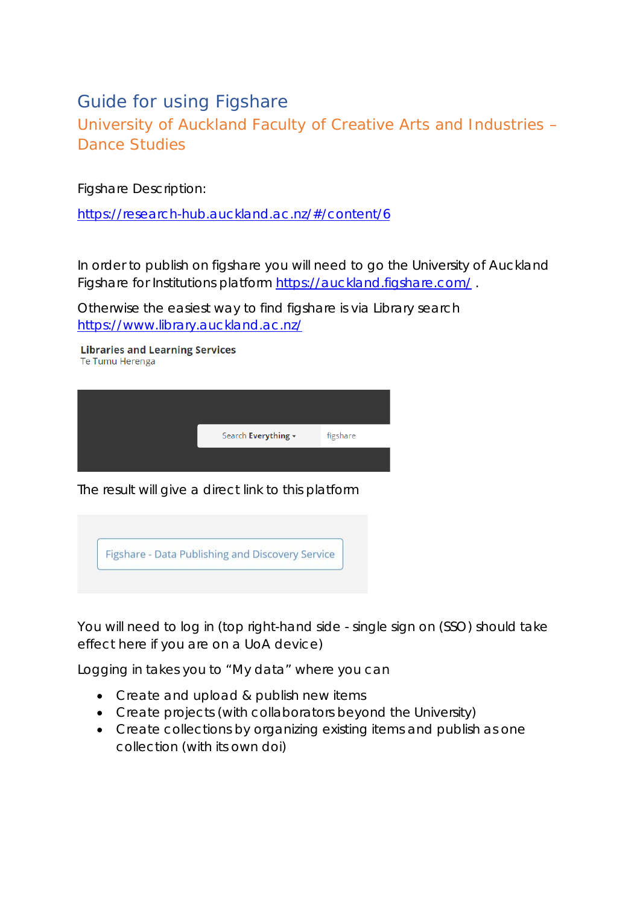# Guide for using Figshare

## University of Auckland Faculty of Creative Arts and Industries – Dance Studies

Figshare Description:

https://research-hub.auckland.ac.nz/#/content/6

In order to publish on figshare you will need to go the University of Auckland Figshare for Institutions platform https://auckland.figshare.com/ .

Otherwise the easiest way to find figshare is via Library search https://www.library.auckland.ac.nz/

**Libraries and Learning Services**
Te Tumu Herenga

Search **Everything** ▾ figshare

The result will give a direct link to this platform

Figshare - Data Publishing and Discovery Service

You will need to log in (top right-hand side - single sign on (SSO) should take effect here if you are on a UoA device)

Logging in takes you to “My data” where you can

- Create and upload & publish new items
- Create projects (with collaborators beyond the University)
- Create collections by organizing existing items and publish as one collection (with its own doi)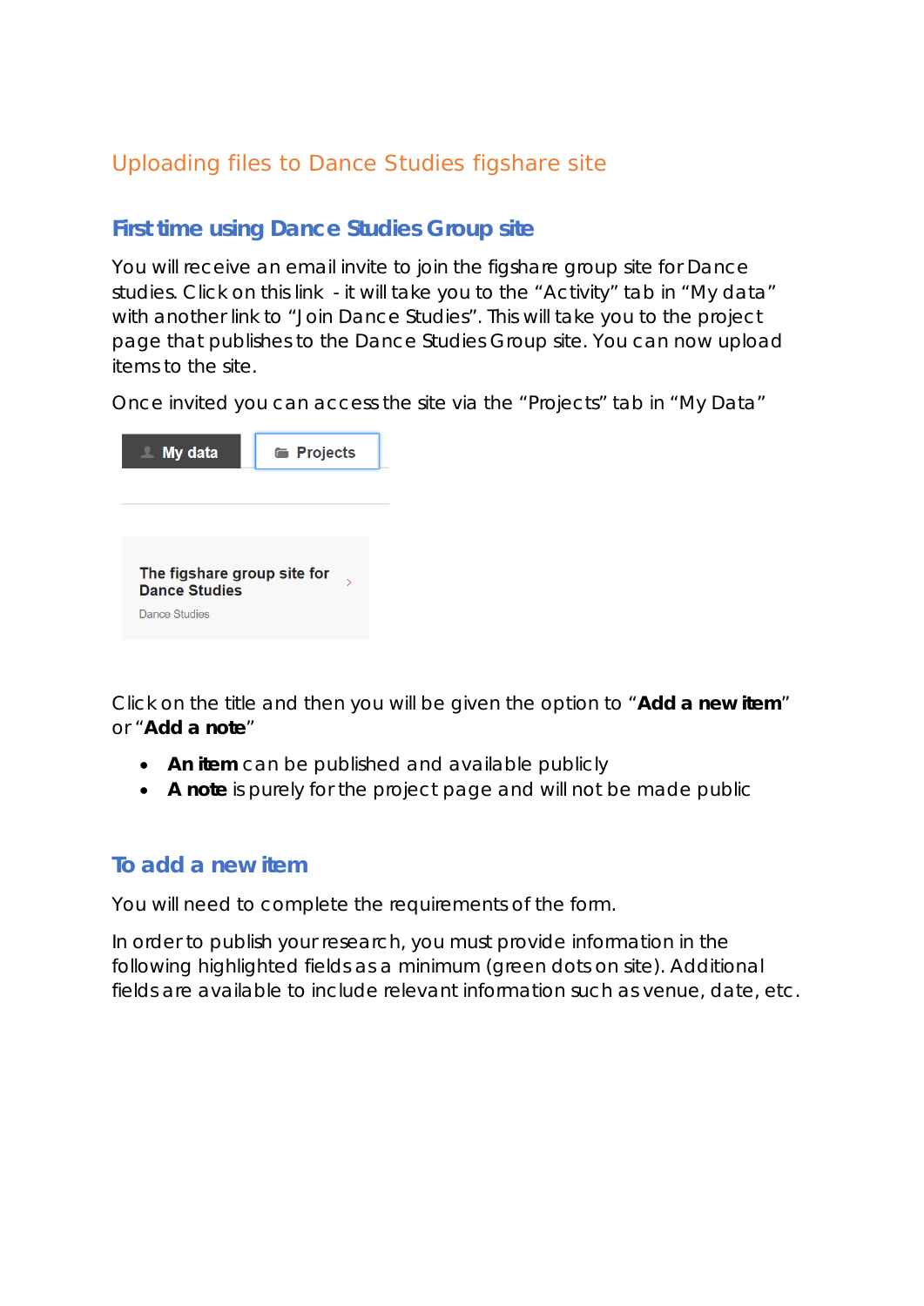## Uploading files to Dance Studies figshare site

### First time using Dance Studies Group site

You will receive an email invite to join the figshare group site for Dance studies. Click on this link - it will take you to the "Activity" tab in "My data" with another link to "Join Dance Studies". This will take you to the project page that publishes to the Dance Studies Group site. You can now upload items to the site.

Once invited you can access the site via the "Projects" tab in "My Data"

My data | Projects

The figshare group site for Dance Studies

Dance Studies

Click on the title and then you will be given the option to "**Add a new item**" or "**Add a note**"

- **An item** can be published and available publicly
- **A note** is purely for the project page and will not be made public

### To add a new item

You will need to complete the requirements of the form.

In order to publish your research, you must provide information in the following highlighted fields as a minimum (green dots on site). Additional fields are available to include relevant information such as venue, date, etc.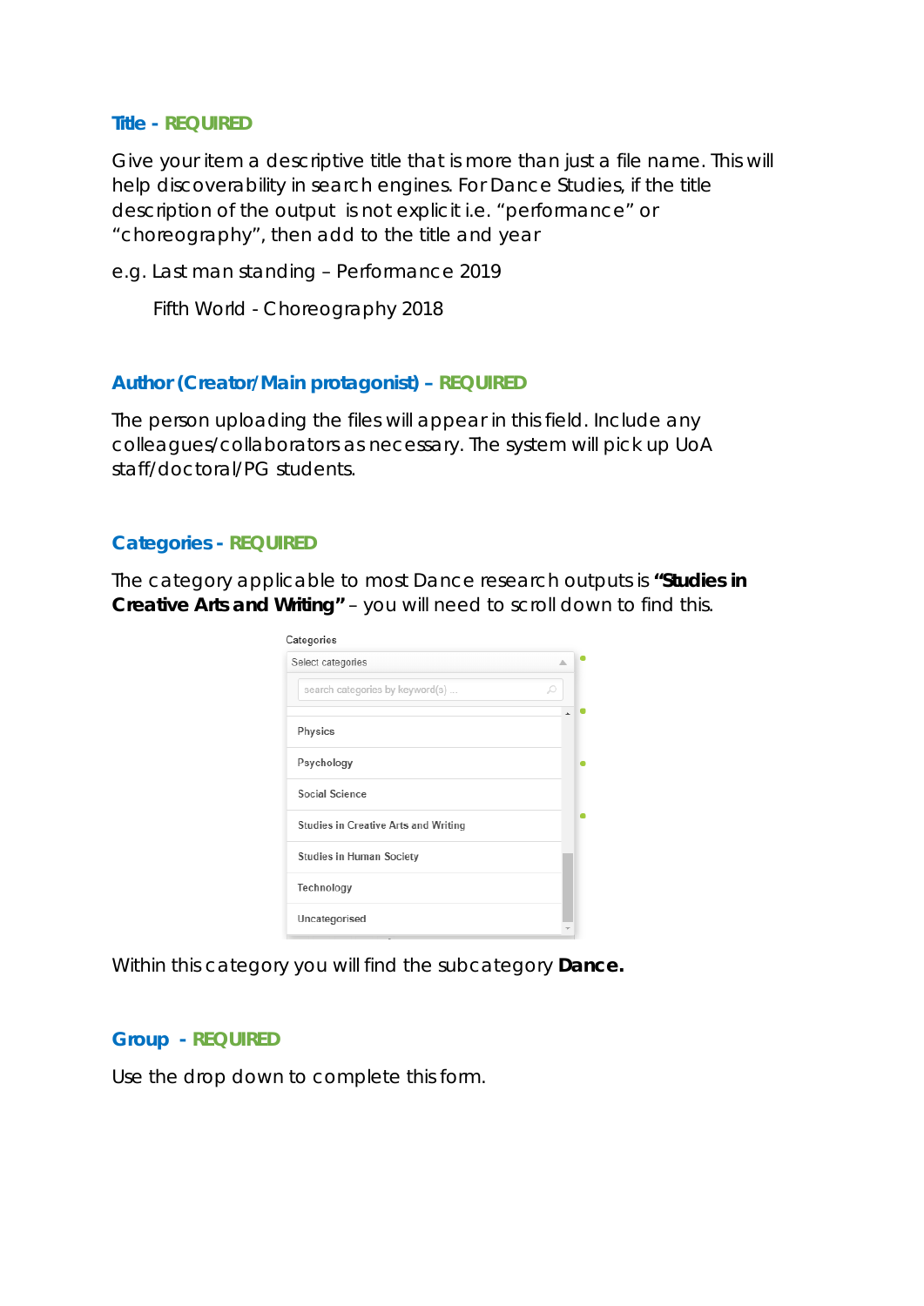### Title - REQUIRED

Give your item a descriptive title that is more than just a file name. This will help discoverability in search engines. For Dance Studies, if the title description of the output is not explicit i.e. "performance" or "choreography", then add to the title and year

e.g. Last man standing – Performance 2019

Fifth World - Choreography 2018

### Author (Creator/Main protagonist) – REQUIRED

The person uploading the files will appear in this field. Include any colleagues/collaborators as necessary. The system will pick up UoA staff/doctoral/PG students.

### Categories - REQUIRED

The category applicable to most Dance research outputs is **"Studies in Creative Arts and Writing"** – you will need to scroll down to find this.

Categories

Select categories

search categories by keyword(s) ...

- Physics
- Psychology
- Social Science
- Studies in Creative Arts and Writing
- Studies in Human Society
- Technology
- Uncategorised

Within this category you will find the subcategory **Dance.**

### Group - REQUIRED

Use the drop down to complete this form.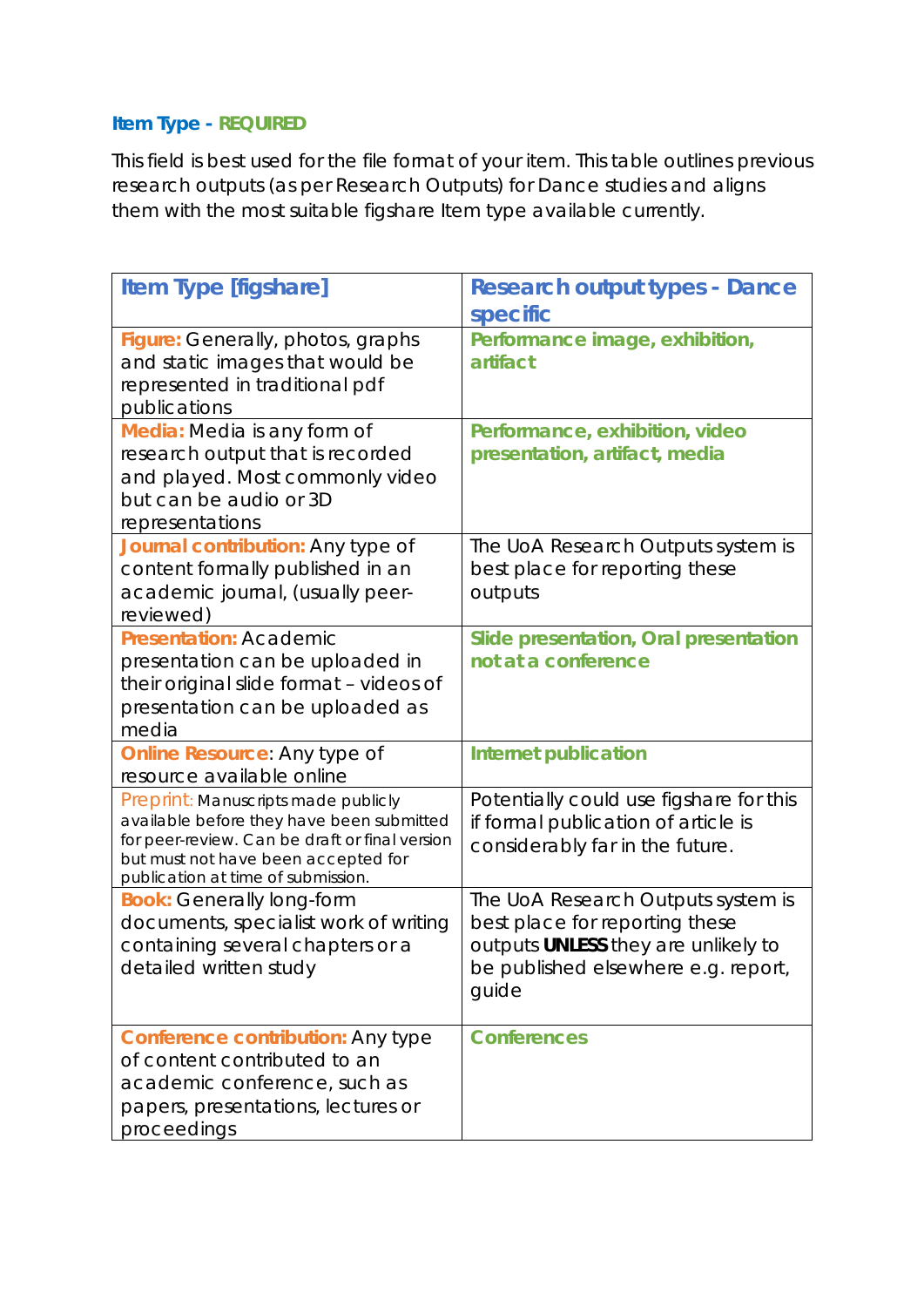### Item Type - REQUIRED

This field is best used for the file format of your item. This table outlines previous research outputs (as per Research Outputs) for Dance studies and aligns them with the most suitable figshare Item type available currently.

| Item Type [figshare] | Research output types - Dance specific |
|---|---|
| **Figure:** Generally, photos, graphs and static images that would be represented in traditional pdf publications | **Performance image, exhibition, artifact** |
| **Media:** Media is any form of research output that is recorded and played. Most commonly video but can be audio or 3D representations | **Performance, exhibition, video presentation, artifact, media** |
| **Journal contribution:** Any type of content formally published in an academic journal, (usually peer-reviewed) | The UoA Research Outputs system is best place for reporting these outputs |
| **Presentation:** Academic presentation can be uploaded in their original slide format – videos of presentation can be uploaded as media | **Slide presentation, Oral presentation not at a conference** |
| **Online Resource**: Any type of resource available online | **Internet publication** |
| Preprint: Manuscripts made publicly available before they have been submitted for peer-review. Can be draft or final version but must not have been accepted for publication at time of submission. | Potentially could use figshare for this if formal publication of article is considerably far in the future. |
| **Book:** Generally long-form documents, specialist work of writing containing several chapters or a detailed written study | The UoA Research Outputs system is best place for reporting these outputs **UNLESS** they are unlikely to be published elsewhere e.g. report, guide |
| **Conference contribution:** Any type of content contributed to an academic conference, such as papers, presentations, lectures or proceedings | **Conferences** |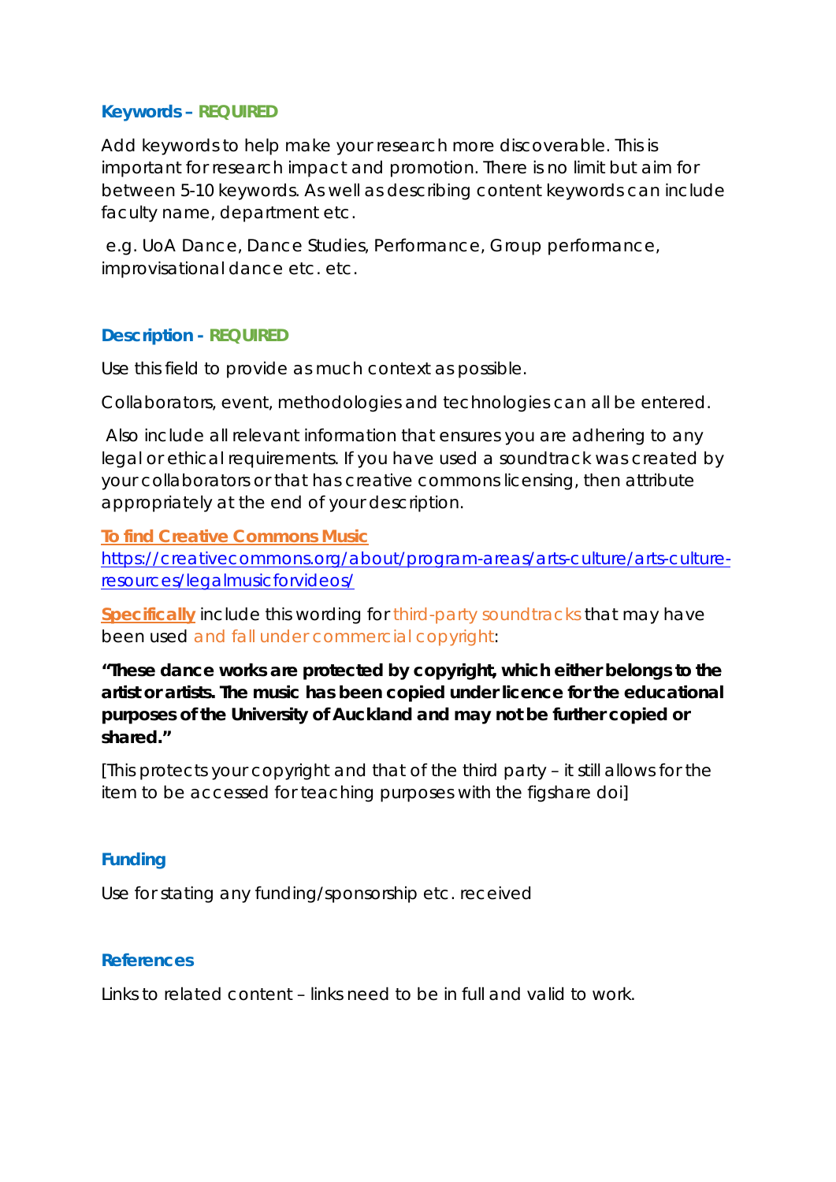### Keywords – REQUIRED

Add keywords to help make your research more discoverable. This is important for research impact and promotion. There is no limit but aim for between 5-10 keywords. As well as describing content keywords can include faculty name, department etc.

e.g. UoA Dance, Dance Studies, Performance, Group performance, improvisational dance etc. etc.

### Description - REQUIRED

Use this field to provide as much context as possible.

Collaborators, event, methodologies and technologies can all be entered.

Also include all relevant information that ensures you are adhering to any legal or ethical requirements. If you have used a soundtrack was created by your collaborators or that has creative commons licensing, then attribute appropriately at the end of your description.

[To find Creative Commons Music](https://creativecommons.org/about/program-areas/arts-culture/arts-culture-resources/legalmusicforvideos/)
https://creativecommons.org/about/program-areas/arts-culture/arts-culture-resources/legalmusicforvideos/

**Specifically** include this wording for third-party soundtracks that may have been used and fall under commercial copyright:

**"These dance works are protected by copyright, which either belongs to the artist or artists. The music has been copied under licence for the educational purposes of the University of Auckland and may not be further copied or shared."**

[This protects your copyright and that of the third party – it still allows for the item to be accessed for teaching purposes with the figshare doi]

### Funding

Use for stating any funding/sponsorship etc. received

### References

Links to related content – links need to be in full and valid to work.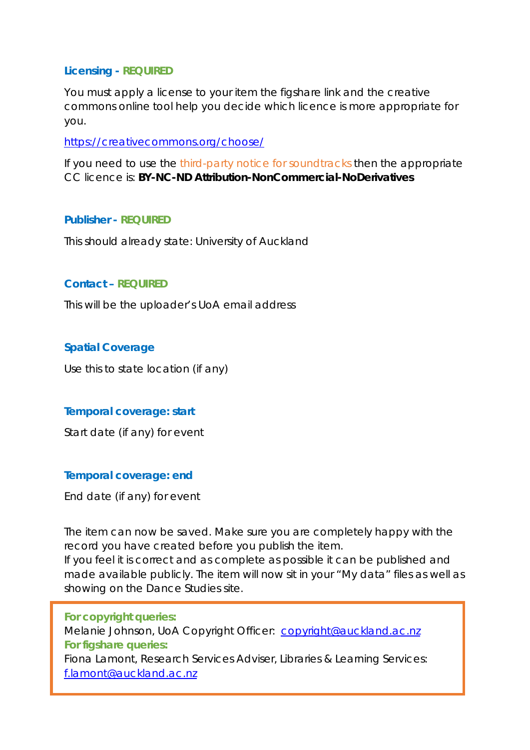### Licensing - REQUIRED

You must apply a license to your item the figshare link and the creative commons online tool help you decide which licence is more appropriate for you.

https://creativecommons.org/choose/

If you need to use the third-party notice for soundtracks then the appropriate CC licence is: **BY-NC-ND Attribution-NonCommercial-NoDerivatives**

### Publisher - REQUIRED

This should already state: University of Auckland

### Contact – REQUIRED

This will be the uploader's UoA email address

### Spatial Coverage

Use this to state location (if any)

### Temporal coverage: start

Start date (if any) for event

### Temporal coverage: end

End date (if any) for event

The item can now be saved. Make sure you are completely happy with the record you have created before you publish the item.
If you feel it is correct and as complete as possible it can be published and made available publicly. The item will now sit in your "My data" files as well as showing on the Dance Studies site.

**For copyright queries:**
Melanie Johnson, UoA Copyright Officer: copyright@auckland.ac.nz
**For figshare queries:**
Fiona Lamont, Research Services Adviser, Libraries & Learning Services: f.lamont@auckland.ac.nz